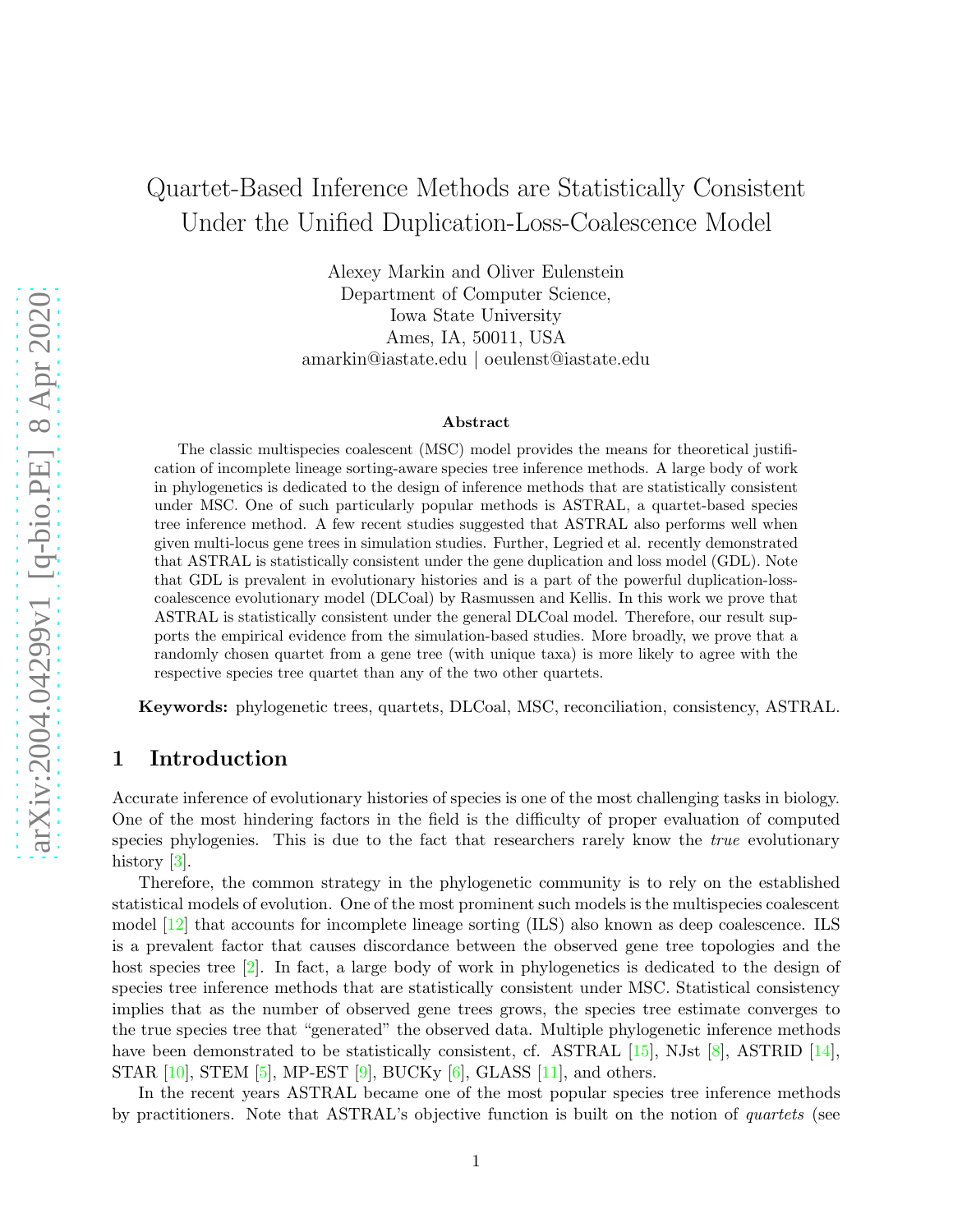# Quartet-Based Inference Methods are Statistically Consistent Under the Unified Duplication-Loss-Coalescence Model

Alexey Markin and Oliver Eulenstein
Department of Computer Science,
Iowa State University
Ames, IA, 50011, USA
amarkin@iastate.edu | oeulenst@iastate.edu

### Abstract

The classic multispecies coalescent (MSC) model provides the means for theoretical justification of incomplete lineage sorting-aware species tree inference methods. A large body of work in phylogenetics is dedicated to the design of inference methods that are statistically consistent under MSC. One of such particularly popular methods is ASTRAL, a quartet-based species tree inference method. A few recent studies suggested that ASTRAL also performs well when given multi-locus gene trees in simulation studies. Further, Legried et al. recently demonstrated that ASTRAL is statistically consistent under the gene duplication and loss model (GDL). Note that GDL is prevalent in evolutionary histories and is a part of the powerful duplication-loss-coalescence evolutionary model (DLCoal) by Rasmussen and Kellis. In this work we prove that ASTRAL is statistically consistent under the general DLCoal model. Therefore, our result supports the empirical evidence from the simulation-based studies. More broadly, we prove that a randomly chosen quartet from a gene tree (with unique taxa) is more likely to agree with the respective species tree quartet than any of the two other quartets.

**Keywords:** phylogenetic trees, quartets, DLCoal, MSC, reconciliation, consistency, ASTRAL.

## 1 Introduction

Accurate inference of evolutionary histories of species is one of the most challenging tasks in biology. One of the most hindering factors in the field is the difficulty of proper evaluation of computed species phylogenies. This is due to the fact that researchers rarely know the *true* evolutionary history [3].

Therefore, the common strategy in the phylogenetic community is to rely on the established statistical models of evolution. One of the most prominent such models is the multispecies coalescent model [12] that accounts for incomplete lineage sorting (ILS) also known as deep coalescence. ILS is a prevalent factor that causes discordance between the observed gene tree topologies and the host species tree [2]. In fact, a large body of work in phylogenetics is dedicated to the design of species tree inference methods that are statistically consistent under MSC. Statistical consistency implies that as the number of observed gene trees grows, the species tree estimate converges to the true species tree that "generated" the observed data. Multiple phylogenetic inference methods have been demonstrated to be statistically consistent, cf. ASTRAL [15], NJst [8], ASTRID [14], STAR [10], STEM [5], MP-EST [9], BUCKy [6], GLASS [11], and others.

In the recent years ASTRAL became one of the most popular species tree inference methods by practitioners. Note that ASTRAL's objective function is built on the notion of *quartets* (see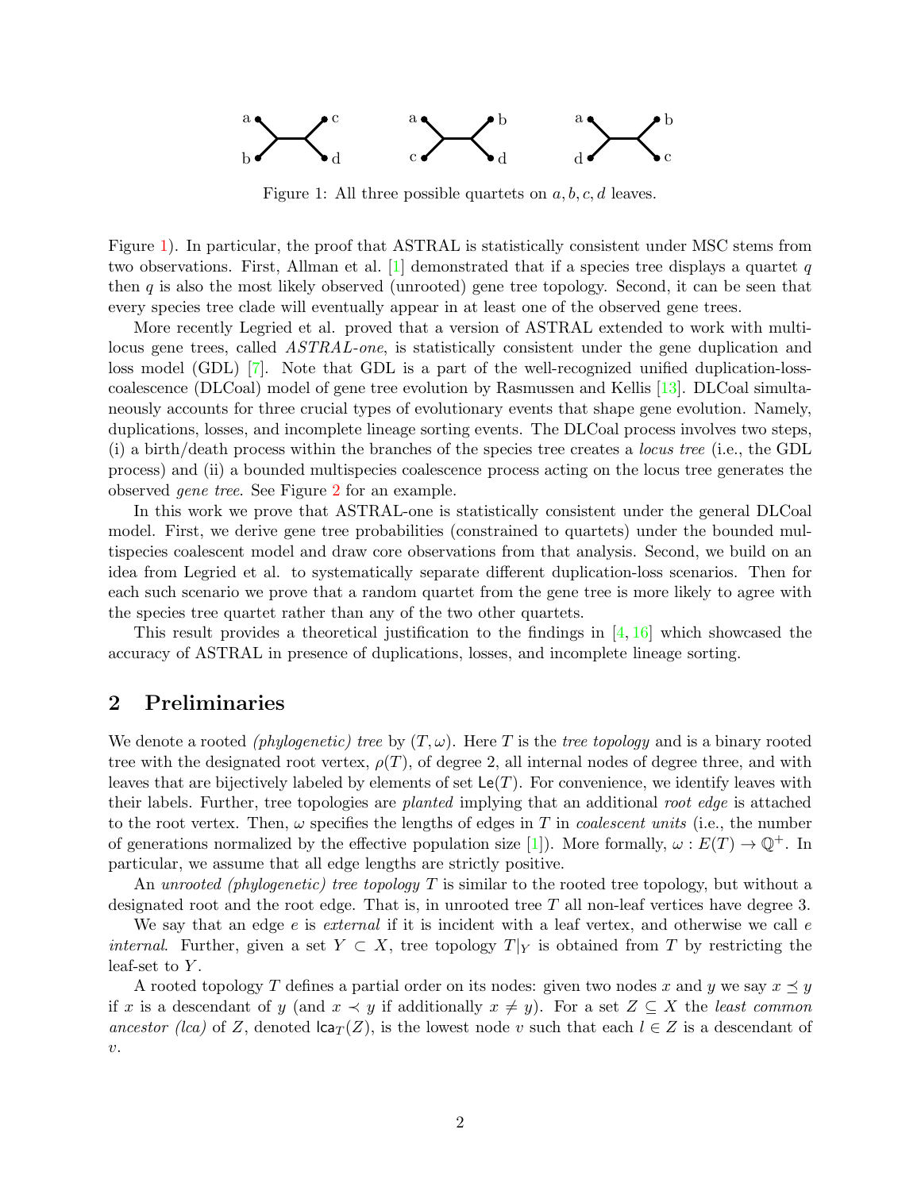Figure 1: All three possible quartets on $a, b, c, d$ leaves.

Figure 1). In particular, the proof that ASTRAL is statistically consistent under MSC stems from two observations. First, Allman et al. [1] demonstrated that if a species tree displays a quartet $q$ then $q$ is also the most likely observed (unrooted) gene tree topology. Second, it can be seen that every species tree clade will eventually appear in at least one of the observed gene trees.

More recently Legried et al. proved that a version of ASTRAL extended to work with multi-locus gene trees, called *ASTRAL-one*, is statistically consistent under the gene duplication and loss model (GDL) [7]. Note that GDL is a part of the well-recognized unified duplication-loss-coalescence (DLCoal) model of gene tree evolution by Rasmussen and Kellis [13]. DLCoal simultaneously accounts for three crucial types of evolutionary events that shape gene evolution. Namely, duplications, losses, and incomplete lineage sorting events. The DLCoal process involves two steps, (i) a birth/death process within the branches of the species tree creates a *locus tree* (i.e., the GDL process) and (ii) a bounded multispecies coalescence process acting on the locus tree generates the observed *gene tree*. See Figure 2 for an example.

In this work we prove that ASTRAL-one is statistically consistent under the general DLCoal model. First, we derive gene tree probabilities (constrained to quartets) under the bounded multispecies coalescent model and draw core observations from that analysis. Second, we build on an idea from Legried et al. to systematically separate different duplication-loss scenarios. Then for each such scenario we prove that a random quartet from the gene tree is more likely to agree with the species tree quartet rather than any of the two other quartets.

This result provides a theoretical justification to the findings in [4, 16] which showcased the accuracy of ASTRAL in presence of duplications, losses, and incomplete lineage sorting.

## 2 Preliminaries

We denote a rooted *(phylogenetic) tree* by $(T, \omega)$. Here $T$ is the *tree topology* and is a binary rooted tree with the designated root vertex, $\rho(T)$, of degree 2, all internal nodes of degree three, and with leaves that are bijectively labeled by elements of set $\mathsf{Le}(T)$. For convenience, we identify leaves with their labels. Further, tree topologies are *planted* implying that an additional *root edge* is attached to the root vertex. Then, $\omega$ specifies the lengths of edges in $T$ in *coalescent units* (i.e., the number of generations normalized by the effective population size [1]). More formally, $\omega : E(T) \to \mathbb{Q}^+$. In particular, we assume that all edge lengths are strictly positive.

An *unrooted (phylogenetic) tree topology* $T$ is similar to the rooted tree topology, but without a designated root and the root edge. That is, in unrooted tree $T$ all non-leaf vertices have degree 3.

We say that an edge $e$ is *external* if it is incident with a leaf vertex, and otherwise we call $e$ *internal*. Further, given a set $Y \subset X$, tree topology $T|_Y$ is obtained from $T$ by restricting the leaf-set to $Y$.

A rooted topology $T$ defines a partial order on its nodes: given two nodes $x$ and $y$ we say $x \preceq y$ if $x$ is a descendant of $y$ (and $x \prec y$ if additionally $x \neq y$). For a set $Z \subseteq X$ the *least common ancestor (lca)* of $Z$, denoted $\mathsf{lca}_T(Z)$, is the lowest node $v$ such that each $l \in Z$ is a descendant of $v$.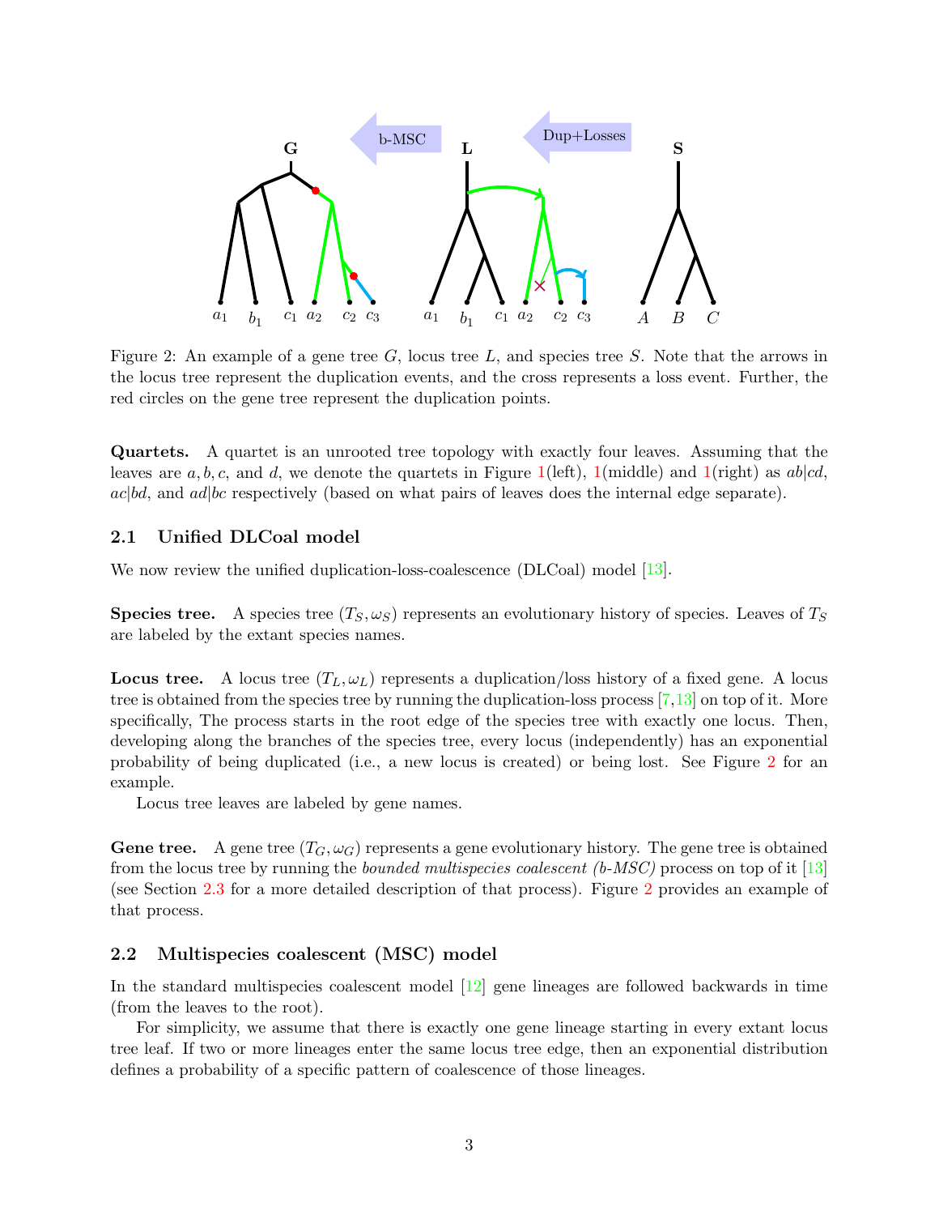Figure 2: An example of a gene tree $G$, locus tree $L$, and species tree $S$. Note that the arrows in the locus tree represent the duplication events, and the cross represents a loss event. Further, the red circles on the gene tree represent the duplication points.

**Quartets.** A quartet is an unrooted tree topology with exactly four leaves. Assuming that the leaves are $a, b, c$, and $d$, we denote the quartets in Figure 1(left), 1(middle) and 1(right) as $ab|cd$, $ac|bd$, and $ad|bc$ respectively (based on what pairs of leaves does the internal edge separate).

### 2.1 Unified DLCoal model

We now review the unified duplication-loss-coalescence (DLCoal) model [13].

**Species tree.** A species tree $(T_S, \omega_S)$ represents an evolutionary history of species. Leaves of $T_S$ are labeled by the extant species names.

**Locus tree.** A locus tree $(T_L, \omega_L)$ represents a duplication/loss history of a fixed gene. A locus tree is obtained from the species tree by running the duplication-loss process [7,13] on top of it. More specifically, The process starts in the root edge of the species tree with exactly one locus. Then, developing along the branches of the species tree, every locus (independently) has an exponential probability of being duplicated (i.e., a new locus is created) or being lost. See Figure 2 for an example.

Locus tree leaves are labeled by gene names.

**Gene tree.** A gene tree $(T_G, \omega_G)$ represents a gene evolutionary history. The gene tree is obtained from the locus tree by running the *bounded multispecies coalescent (b-MSC)* process on top of it [13] (see Section 2.3 for a more detailed description of that process). Figure 2 provides an example of that process.

### 2.2 Multispecies coalescent (MSC) model

In the standard multispecies coalescent model [12] gene lineages are followed backwards in time (from the leaves to the root).

For simplicity, we assume that there is exactly one gene lineage starting in every extant locus tree leaf. If two or more lineages enter the same locus tree edge, then an exponential distribution defines a probability of a specific pattern of coalescence of those lineages.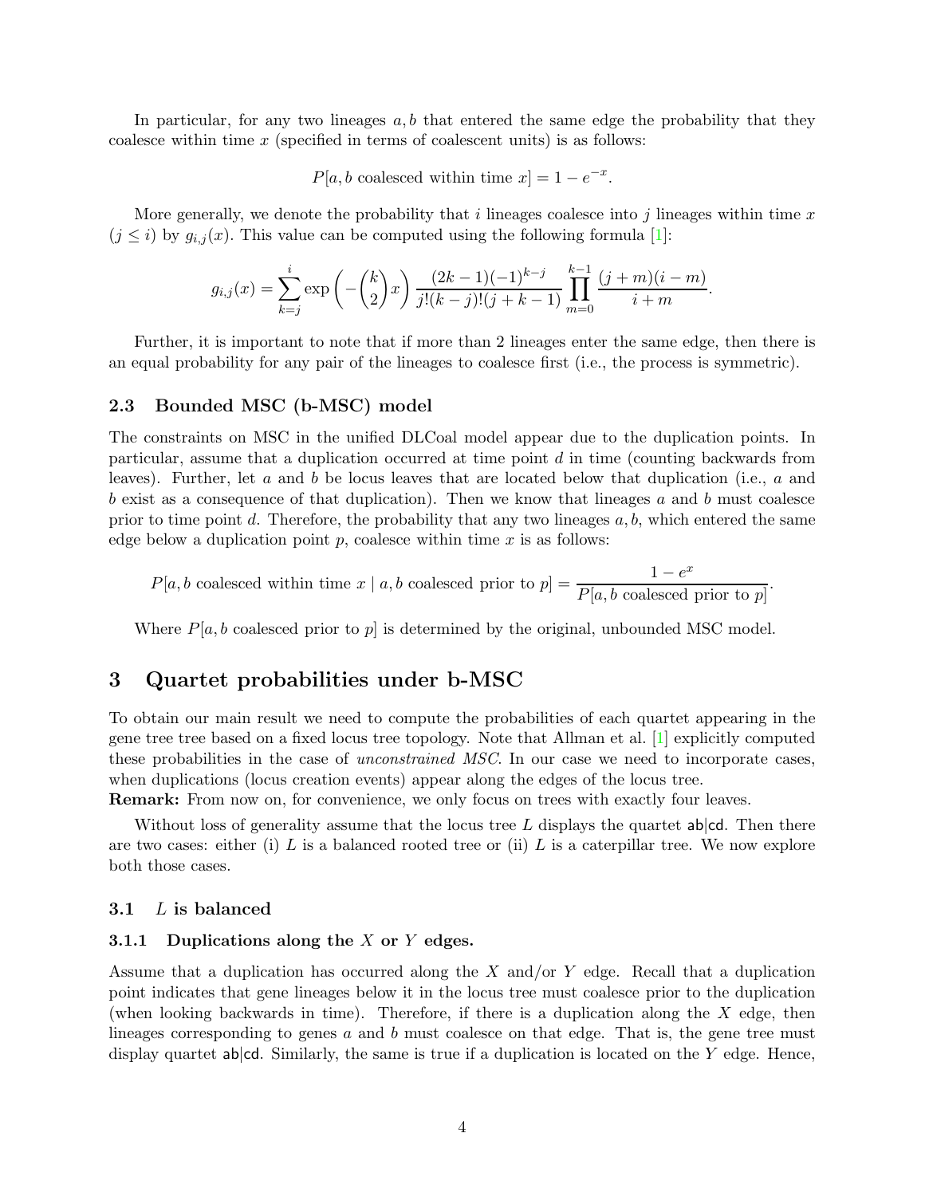In particular, for any two lineages $a, b$ that entered the same edge the probability that they coalesce within time $x$ (specified in terms of coalescent units) is as follows:

$$P[a, b \text{ coalesced within time } x] = 1 - e^{-x}.$$

More generally, we denote the probability that $i$ lineages coalesce into $j$ lineages within time $x$ ($j \leq i$) by $g_{i,j}(x)$. This value can be computed using the following formula [1]:

$$g_{i,j}(x) = \sum_{k=j}^{i} \exp\left(-\binom{k}{2}x\right) \frac{(2k-1)(-1)^{k-j}}{j!(k-j)!(j+k-1)} \prod_{m=0}^{k-1} \frac{(j+m)(i-m)}{i+m}.$$

Further, it is important to note that if more than 2 lineages enter the same edge, then there is an equal probability for any pair of the lineages to coalesce first (i.e., the process is symmetric).

### 2.3 Bounded MSC (b-MSC) model

The constraints on MSC in the unified DLCoal model appear due to the duplication points. In particular, assume that a duplication occurred at time point $d$ in time (counting backwards from leaves). Further, let $a$ and $b$ be locus leaves that are located below that duplication (i.e., $a$ and $b$ exist as a consequence of that duplication). Then we know that lineages $a$ and $b$ must coalesce prior to time point $d$. Therefore, the probability that any two lineages $a, b$, which entered the same edge below a duplication point $p$, coalesce within time $x$ is as follows:

$$P[a, b \text{ coalesced within time } x \mid a, b \text{ coalesced prior to } p] = \frac{1 - e^{x}}{P[a, b \text{ coalesced prior to } p]}.$$

Where $P[a, b$ coalesced prior to $p]$ is determined by the original, unbounded MSC model.

## 3 Quartet probabilities under b-MSC

To obtain our main result we need to compute the probabilities of each quartet appearing in the gene tree tree based on a fixed locus tree topology. Note that Allman et al. [1] explicitly computed these probabilities in the case of *unconstrained MSC*. In our case we need to incorporate cases, when duplications (locus creation events) appear along the edges of the locus tree.

**Remark:** From now on, for convenience, we only focus on trees with exactly four leaves.

Without loss of generality assume that the locus tree $L$ displays the quartet ab|cd. Then there are two cases: either (i) $L$ is a balanced rooted tree or (ii) $L$ is a caterpillar tree. We now explore both those cases.

### 3.1 $L$ is balanced

#### 3.1.1 Duplications along the $X$ or $Y$ edges.

Assume that a duplication has occurred along the $X$ and/or $Y$ edge. Recall that a duplication point indicates that gene lineages below it in the locus tree must coalesce prior to the duplication (when looking backwards in time). Therefore, if there is a duplication along the $X$ edge, then lineages corresponding to genes $a$ and $b$ must coalesce on that edge. That is, the gene tree must display quartet ab|cd. Similarly, the same is true if a duplication is located on the $Y$ edge. Hence,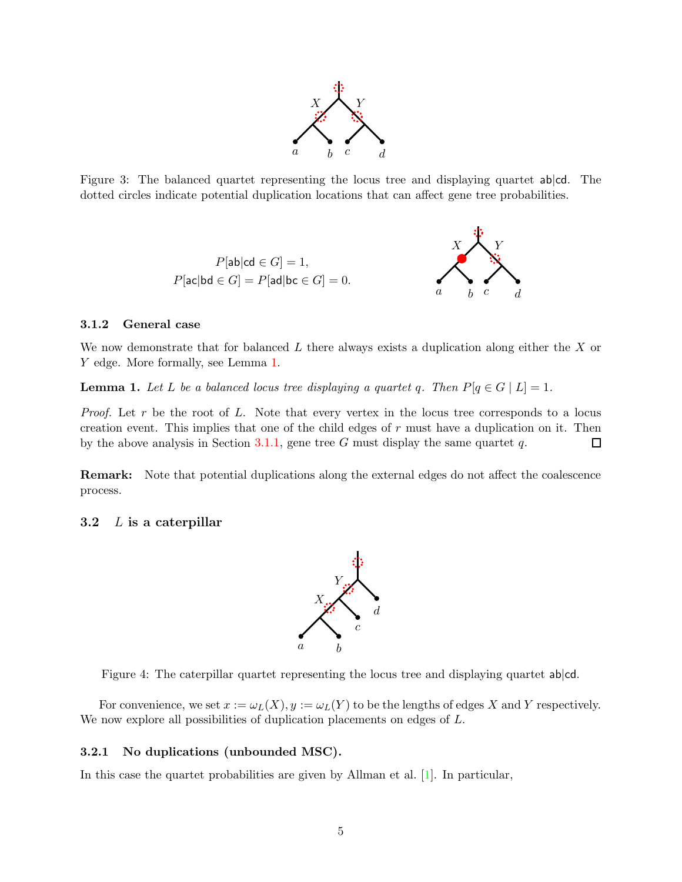Figure 3: The balanced quartet representing the locus tree and displaying quartet ab|cd. The dotted circles indicate potential duplication locations that can affect gene tree probabilities.

$$P[\mathsf{ab|cd} \in G] = 1,$$
$$P[\mathsf{ac|bd} \in G] = P[\mathsf{ad|bc} \in G] = 0.$$

### 3.1.2 General case

We now demonstrate that for balanced $L$ there always exists a duplication along either the $X$ or $Y$ edge. More formally, see Lemma 1.

**Lemma 1.** *Let $L$ be a balanced locus tree displaying a quartet $q$. Then $P[q \in G \mid L] = 1$.*

*Proof.* Let $r$ be the root of $L$. Note that every vertex in the locus tree corresponds to a locus creation event. This implies that one of the child edges of $r$ must have a duplication on it. Then by the above analysis in Section 3.1.1, gene tree $G$ must display the same quartet $q$. □

**Remark:** Note that potential duplications along the external edges do not affect the coalescence process.

## 3.2 $L$ is a caterpillar

Figure 4: The caterpillar quartet representing the locus tree and displaying quartet ab|cd.

For convenience, we set $x := \omega_L(X), y := \omega_L(Y)$ to be the lengths of edges $X$ and $Y$ respectively. We now explore all possibilities of duplication placements on edges of $L$.

### 3.2.1 No duplications (unbounded MSC).

In this case the quartet probabilities are given by Allman et al. [1]. In particular,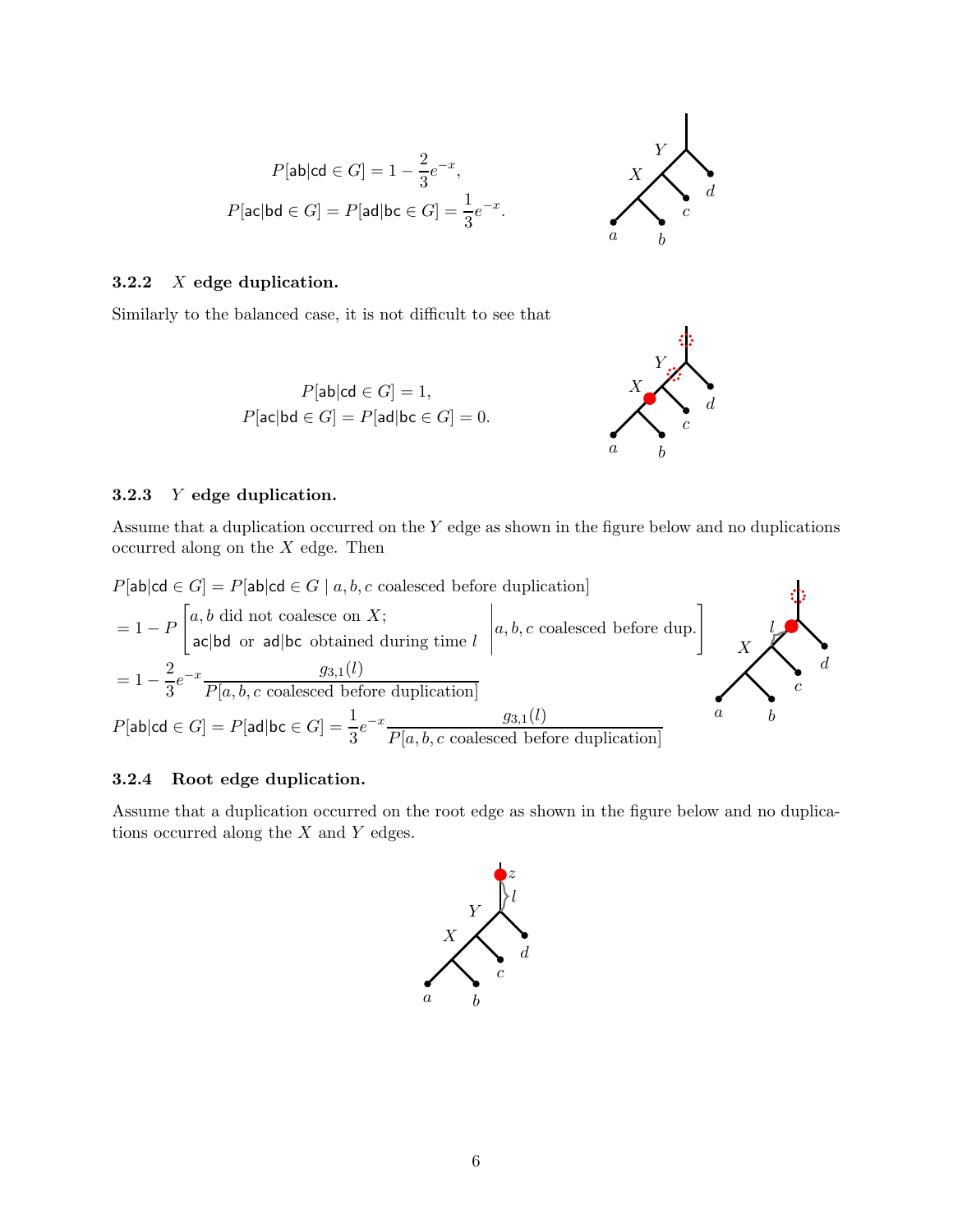$$P[\mathsf{ab|cd} \in G] = 1 - \frac{2}{3}e^{-x},$$

$$P[\mathsf{ac|bd} \in G] = P[\mathsf{ad|bc} \in G] = \frac{1}{3}e^{-x}.$$

### 3.2.2 $X$ edge duplication.

Similarly to the balanced case, it is not difficult to see that

$$P[\mathsf{ab|cd} \in G] = 1,$$

$$P[\mathsf{ac|bd} \in G] = P[\mathsf{ad|bc} \in G] = 0.$$

### 3.2.3 $Y$ edge duplication.

Assume that a duplication occurred on the $Y$ edge as shown in the figure below and no duplications occurred along on the $X$ edge. Then

$$P[\mathsf{ab|cd} \in G] = P[\mathsf{ab|cd} \in G \mid a, b, c \text{ coalesced before duplication}]$$

$$= 1 - P\left[\begin{matrix} a, b \text{ did not coalesce on } X; \\ \mathsf{ac|bd} \text{ or } \mathsf{ad|bc} \text{ obtained during time } l \end{matrix} \;\middle|\; a, b, c \text{ coalesced before dup.}\right]$$

$$= 1 - \frac{2}{3}e^{-x}\frac{g_{3,1}(l)}{P[a, b, c \text{ coalesced before duplication}]}$$

$$P[\mathsf{ab|cd} \in G] = P[\mathsf{ad|bc} \in G] = \frac{1}{3}e^{-x}\frac{g_{3,1}(l)}{P[a, b, c \text{ coalesced before duplication}]}$$

### 3.2.4 Root edge duplication.

Assume that a duplication occurred on the root edge as shown in the figure below and no duplications occurred along the $X$ and $Y$ edges.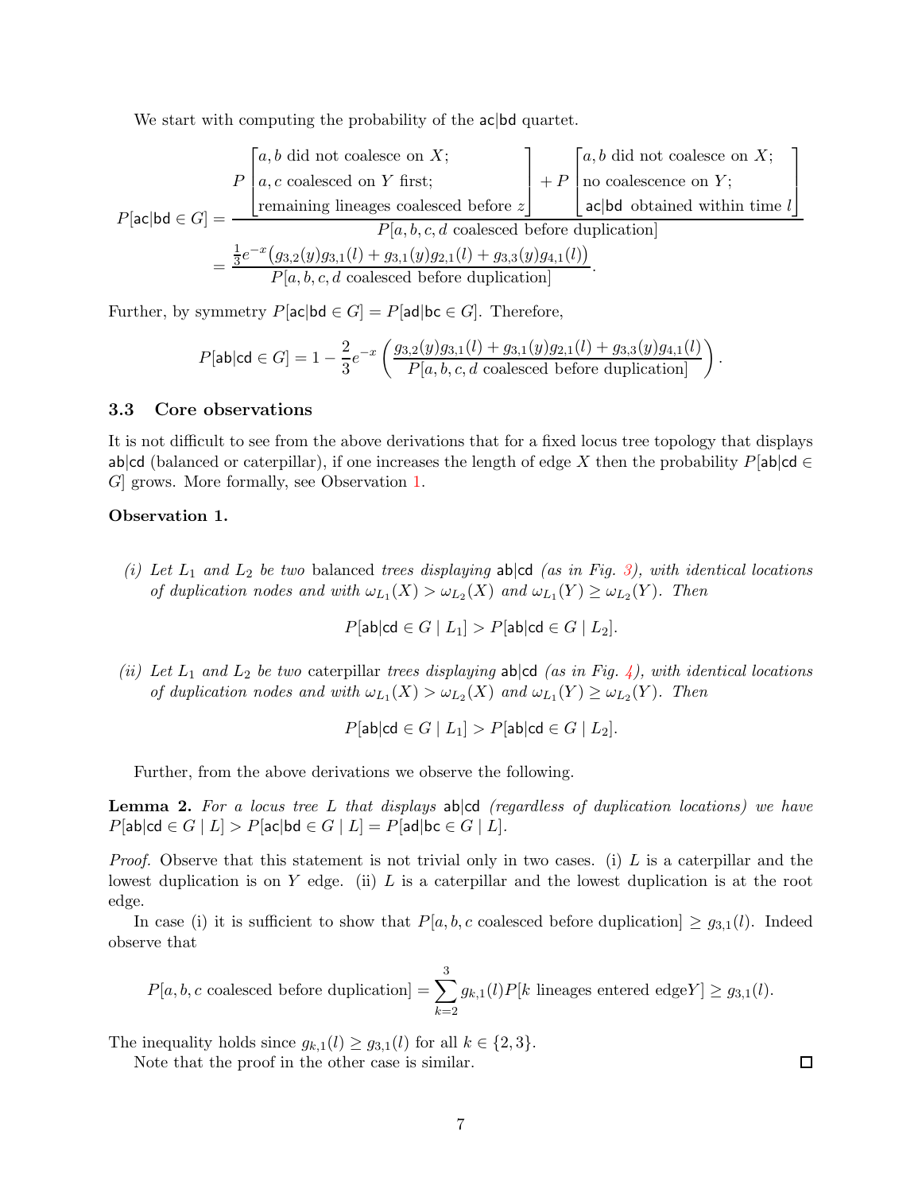We start with computing the probability of the $\mathsf{ac|bd}$ quartet.

$$
P[\mathsf{ac|bd} \in G] = \frac{P\begin{bmatrix} a,b \text{ did not coalesce on } X; \\ a,c \text{ coalesced on } Y \text{ first;} \\ \text{remaining lineages coalesced before } z \end{bmatrix} + P\begin{bmatrix} a,b \text{ did not coalesce on } X; \\ \text{no coalescence on } Y; \\ \mathsf{ac|bd} \text{ obtained within time } l \end{bmatrix}}{P[a,b,c,d \text{ coalesced before duplication}]}
$$

$$
= \frac{\frac{1}{3}e^{-x}\big(g_{3,2}(y)g_{3,1}(l) + g_{3,1}(y)g_{2,1}(l) + g_{3,3}(y)g_{4,1}(l)\big)}{P[a,b,c,d \text{ coalesced before duplication}]}.
$$

Further, by symmetry $P[\mathsf{ac|bd} \in G] = P[\mathsf{ad|bc} \in G]$. Therefore,

$$
P[\mathsf{ab|cd} \in G] = 1 - \frac{2}{3}e^{-x}\left(\frac{g_{3,2}(y)g_{3,1}(l) + g_{3,1}(y)g_{2,1}(l) + g_{3,3}(y)g_{4,1}(l)}{P[a,b,c,d \text{ coalesced before duplication}]}\right).
$$

### 3.3 Core observations

It is not difficult to see from the above derivations that for a fixed locus tree topology that displays $\mathsf{ab|cd}$ (balanced or caterpillar), if one increases the length of edge $X$ then the probability $P[\mathsf{ab|cd} \in G]$ grows. More formally, see Observation 1.

**Observation 1.**

*(i) Let $L_1$ and $L_2$ be two* balanced *trees displaying* $\mathsf{ab|cd}$ *(as in Fig. 3), with identical locations of duplication nodes and with $\omega_{L_1}(X) > \omega_{L_2}(X)$ and $\omega_{L_1}(Y) \geq \omega_{L_2}(Y)$. Then*

$$
P[\mathsf{ab|cd} \in G \mid L_1] > P[\mathsf{ab|cd} \in G \mid L_2].
$$

*(ii) Let $L_1$ and $L_2$ be two* caterpillar *trees displaying* $\mathsf{ab|cd}$ *(as in Fig. 4), with identical locations of duplication nodes and with $\omega_{L_1}(X) > \omega_{L_2}(X)$ and $\omega_{L_1}(Y) \geq \omega_{L_2}(Y)$. Then*

$$
P[\mathsf{ab|cd} \in G \mid L_1] > P[\mathsf{ab|cd} \in G \mid L_2].
$$

Further, from the above derivations we observe the following.

**Lemma 2.** *For a locus tree $L$ that displays* $\mathsf{ab|cd}$ *(regardless of duplication locations) we have* $P[\mathsf{ab|cd} \in G \mid L] > P[\mathsf{ac|bd} \in G \mid L] = P[\mathsf{ad|bc} \in G \mid L]$.

*Proof.* Observe that this statement is not trivial only in two cases. (i) $L$ is a caterpillar and the lowest duplication is on $Y$ edge. (ii) $L$ is a caterpillar and the lowest duplication is at the root edge.

In case (i) it is sufficient to show that $P[a,b,c \text{ coalesced before duplication}] \geq g_{3,1}(l)$. Indeed observe that

$$
P[a,b,c \text{ coalesced before duplication}] = \sum_{k=2}^{3} g_{k,1}(l) P[k \text{ lineages entered edge} Y] \geq g_{3,1}(l).
$$

The inequality holds since $g_{k,1}(l) \geq g_{3,1}(l)$ for all $k \in \{2,3\}$.

Note that the proof in the other case is similar. ∎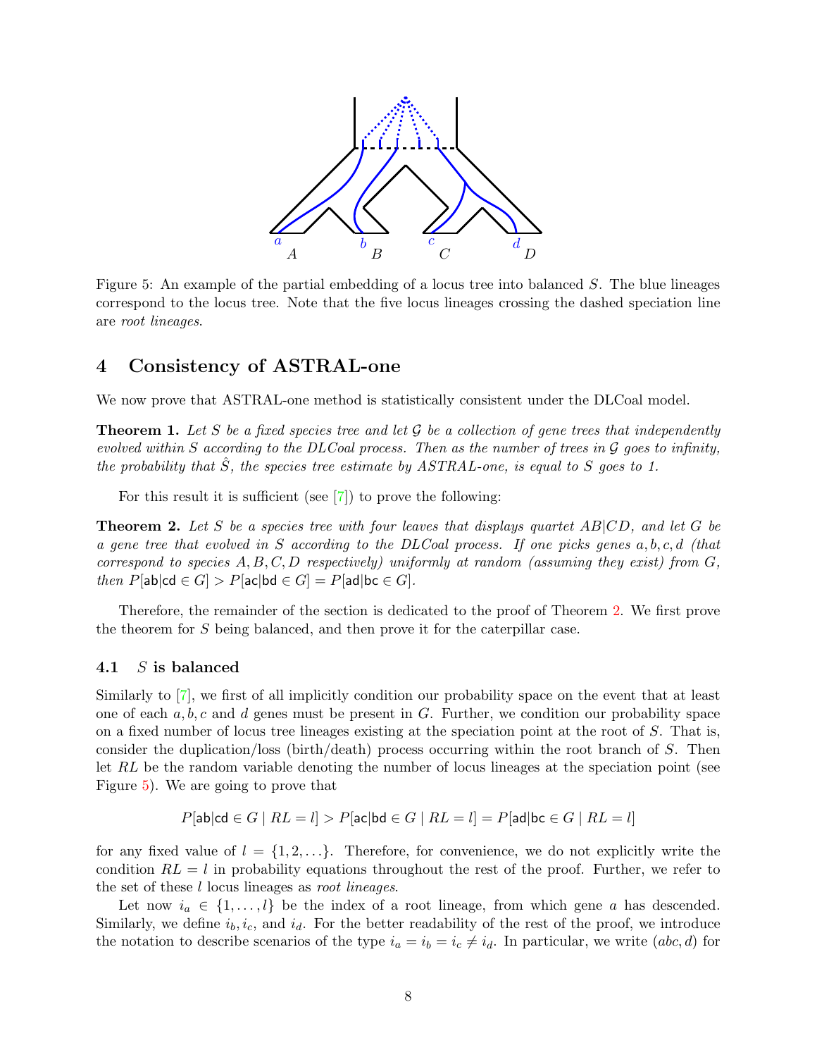Figure 5: An example of the partial embedding of a locus tree into balanced $S$. The blue lineages correspond to the locus tree. Note that the five locus lineages crossing the dashed speciation line are *root lineages*.

## 4 Consistency of ASTRAL-one

We now prove that ASTRAL-one method is statistically consistent under the DLCoal model.

**Theorem 1.** *Let $S$ be a fixed species tree and let $\mathcal{G}$ be a collection of gene trees that independently evolved within $S$ according to the DLCoal process. Then as the number of trees in $\mathcal{G}$ goes to infinity, the probability that $\hat{S}$, the species tree estimate by ASTRAL-one, is equal to $S$ goes to 1.*

For this result it is sufficient (see [7]) to prove the following:

**Theorem 2.** *Let $S$ be a species tree with four leaves that displays quartet $AB|CD$, and let $G$ be a gene tree that evolved in $S$ according to the DLCoal process. If one picks genes $a, b, c, d$ (that correspond to species $A, B, C, D$ respectively) uniformly at random (assuming they exist) from $G$, then $P[\mathsf{ab|cd} \in G] > P[\mathsf{ac|bd} \in G] = P[\mathsf{ad|bc} \in G]$.*

Therefore, the remainder of the section is dedicated to the proof of Theorem 2. We first prove the theorem for $S$ being balanced, and then prove it for the caterpillar case.

### 4.1 $S$ is balanced

Similarly to [7], we first of all implicitly condition our probability space on the event that at least one of each $a, b, c$ and $d$ genes must be present in $G$. Further, we condition our probability space on a fixed number of locus tree lineages existing at the speciation point at the root of $S$. That is, consider the duplication/loss (birth/death) process occurring within the root branch of $S$. Then let $RL$ be the random variable denoting the number of locus lineages at the speciation point (see Figure 5). We are going to prove that

$$P[\mathsf{ab|cd} \in G \mid RL = l] > P[\mathsf{ac|bd} \in G \mid RL = l] = P[\mathsf{ad|bc} \in G \mid RL = l]$$

for any fixed value of $l = \{1, 2, \ldots\}$. Therefore, for convenience, we do not explicitly write the condition $RL = l$ in probability equations throughout the rest of the proof. Further, we refer to the set of these $l$ locus lineages as *root lineages*.

Let now $i_a \in \{1, \ldots, l\}$ be the index of a root lineage, from which gene $a$ has descended. Similarly, we define $i_b, i_c$, and $i_d$. For the better readability of the rest of the proof, we introduce the notation to describe scenarios of the type $i_a = i_b = i_c \neq i_d$. In particular, we write $(abc, d)$ for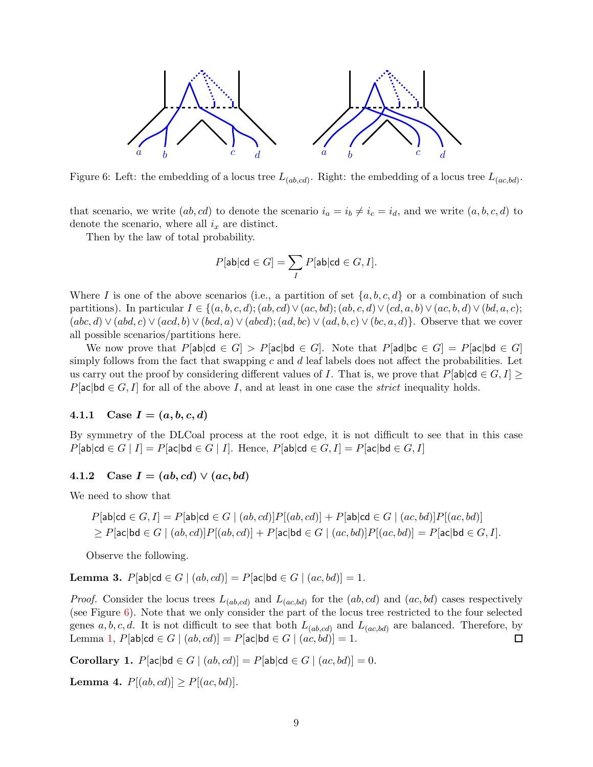Figure 6: Left: the embedding of a locus tree $L_{(ab,cd)}$. Right: the embedding of a locus tree $L_{(ac,bd)}$.

that scenario, we write $(ab, cd)$ to denote the scenario $i_a = i_b \neq i_c = i_d$, and we write $(a, b, c, d)$ to denote the scenario, where all $i_x$ are distinct.

Then by the law of total probability.

$$P[\mathsf{ab|cd} \in G] = \sum_I P[\mathsf{ab|cd} \in G, I].$$

Where $I$ is one of the above scenarios (i.e., a partition of set $\{a, b, c, d\}$ or a combination of such partitions). In particular $I \in \{(a, b, c, d); (ab, cd) \vee (ac, bd); (ab, c, d) \vee (cd, a, b) \vee (ac, b, d) \vee (bd, a, c); (abc, d) \vee (abd, c) \vee (acd, b) \vee (bcd, a) \vee (abcd); (ad, bc) \vee (ad, b, c) \vee (bc, a, d)\}$. Observe that we cover all possible scenarios/partitions here.

We now prove that $P[\mathsf{ab|cd} \in G] > P[\mathsf{ac|bd} \in G]$. Note that $P[\mathsf{ad|bc} \in G] = P[\mathsf{ac|bd} \in G]$ simply follows from the fact that swapping $c$ and $d$ leaf labels does not affect the probabilities. Let us carry out the proof by considering different values of $I$. That is, we prove that $P[\mathsf{ab|cd} \in G, I] \geq P[\mathsf{ac|bd} \in G, I]$ for all of the above $I$, and at least in one case the *strict* inequality holds.

### 4.1.1 Case $I = (a, b, c, d)$

By symmetry of the DLCoal process at the root edge, it is not difficult to see that in this case $P[\mathsf{ab|cd} \in G \mid I] = P[\mathsf{ac|bd} \in G \mid I]$. Hence, $P[\mathsf{ab|cd} \in G, I] = P[\mathsf{ac|bd} \in G, I]$

### 4.1.2 Case $I = (ab, cd) \vee (ac, bd)$

We need to show that

$$\begin{aligned} P[\mathsf{ab|cd} \in G, I] &= P[\mathsf{ab|cd} \in G \mid (ab, cd)]P[(ab, cd)] + P[\mathsf{ab|cd} \in G \mid (ac, bd)]P[(ac, bd)] \\ &\geq P[\mathsf{ac|bd} \in G \mid (ab, cd)]P[(ab, cd)] + P[\mathsf{ac|bd} \in G \mid (ac, bd)]P[(ac, bd)] = P[\mathsf{ac|bd} \in G, I]. \end{aligned}$$

Observe the following.

**Lemma 3.** $P[\mathsf{ab|cd} \in G \mid (ab, cd)] = P[\mathsf{ac|bd} \in G \mid (ac, bd)] = 1$.

*Proof.* Consider the locus trees $L_{(ab,cd)}$ and $L_{(ac,bd)}$ for the $(ab, cd)$ and $(ac, bd)$ cases respectively (see Figure 6). Note that we only consider the part of the locus tree restricted to the four selected genes $a, b, c, d$. It is not difficult to see that both $L_{(ab,cd)}$ and $L_{(ac,bd)}$ are balanced. Therefore, by Lemma 1, $P[\mathsf{ab|cd} \in G \mid (ab, cd)] = P[\mathsf{ac|bd} \in G \mid (ac, bd)] = 1$. ☐

**Corollary 1.** $P[\mathsf{ac|bd} \in G \mid (ab, cd)] = P[\mathsf{ab|cd} \in G \mid (ac, bd)] = 0$.

**Lemma 4.** $P[(ab, cd)] \geq P[(ac, bd)]$.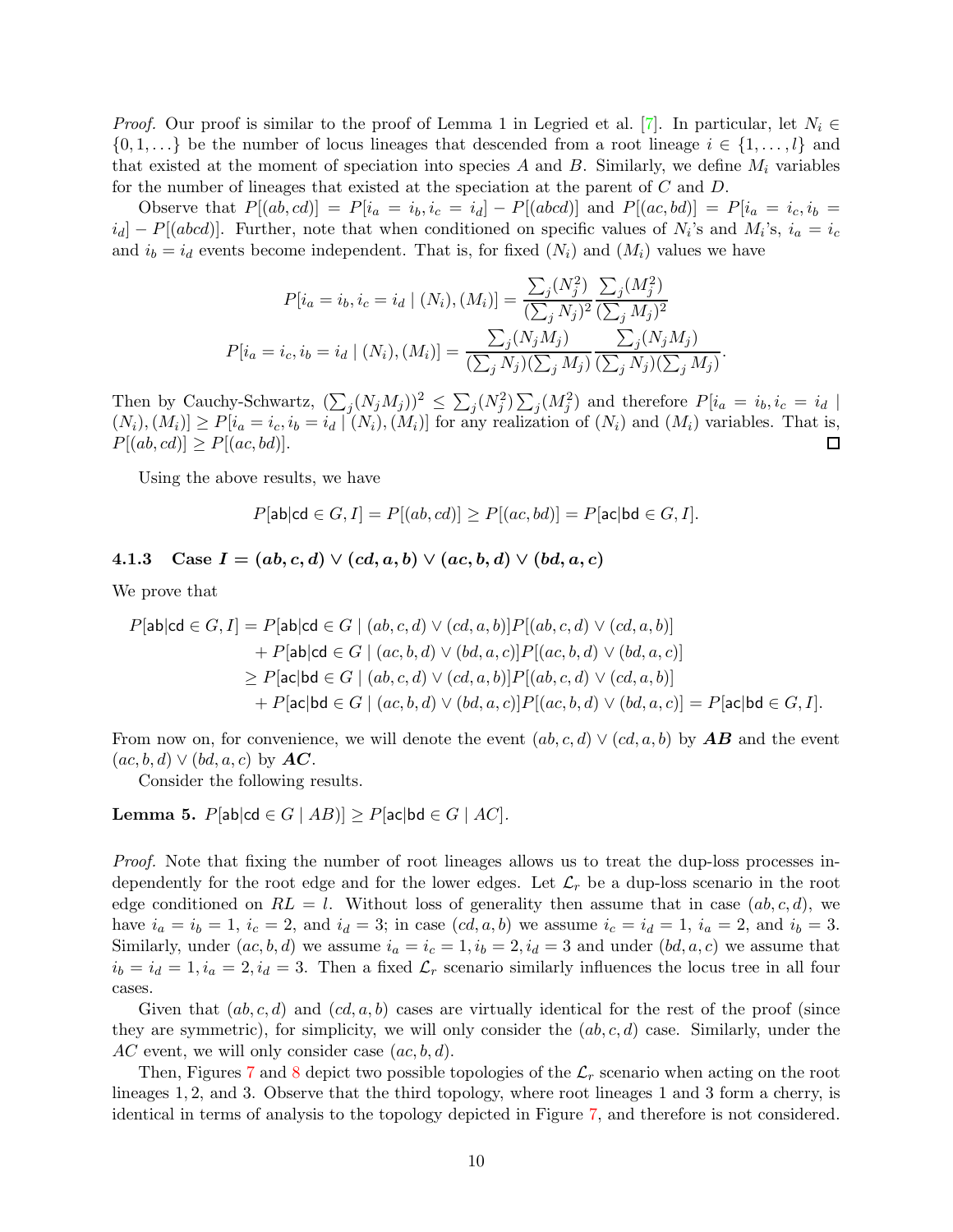*Proof.* Our proof is similar to the proof of Lemma 1 in Legried et al. [7]. In particular, let $N_i \in \{0, 1, \dots\}$ be the number of locus lineages that descended from a root lineage $i \in \{1, \dots, l\}$ and that existed at the moment of speciation into species $A$ and $B$. Similarly, we define $M_i$ variables for the number of lineages that existed at the speciation at the parent of $C$ and $D$.

Observe that $P[(ab, cd)] = P[i_a = i_b, i_c = i_d] - P[(abcd)]$ and $P[(ac, bd)] = P[i_a = i_c, i_b = i_d] - P[(abcd)]$. Further, note that when conditioned on specific values of $N_i$'s and $M_i$'s, $i_a = i_c$ and $i_b = i_d$ events become independent. That is, for fixed $(N_i)$ and $(M_i)$ values we have

$$P[i_a = i_b, i_c = i_d \mid (N_i), (M_i)] = \frac{\sum_j (N_j^2)}{(\sum_j N_j)^2} \frac{\sum_j (M_j^2)}{(\sum_j M_j)^2}$$

$$P[i_a = i_c, i_b = i_d \mid (N_i), (M_i)] = \frac{\sum_j (N_j M_j)}{(\sum_j N_j)(\sum_j M_j)} \frac{\sum_j (N_j M_j)}{(\sum_j N_j)(\sum_j M_j)}.$$

Then by Cauchy-Schwartz, $(\sum_j (N_j M_j))^2 \leq \sum_j (N_j^2) \sum_j (M_j^2)$ and therefore $P[i_a = i_b, i_c = i_d \mid (N_i), (M_i)] \geq P[i_a = i_c, i_b = i_d \mid (N_i), (M_i)]$ for any realization of $(N_i)$ and $(M_i)$ variables. That is, $P[(ab, cd)] \geq P[(ac, bd)]$. ◻

Using the above results, we have

$$P[\mathsf{ab|cd} \in G, I] = P[(ab, cd)] \geq P[(ac, bd)] = P[\mathsf{ac|bd} \in G, I].$$

#### 4.1.3 Case $I = (ab, c, d) \vee (cd, a, b) \vee (ac, b, d) \vee (bd, a, c)$

We prove that

$$\begin{aligned}
P[\mathsf{ab|cd} \in G, I] &= P[\mathsf{ab|cd} \in G \mid (ab, c, d) \vee (cd, a, b)] P[(ab, c, d) \vee (cd, a, b)] \\
&\quad + P[\mathsf{ab|cd} \in G \mid (ac, b, d) \vee (bd, a, c)] P[(ac, b, d) \vee (bd, a, c)] \\
&\geq P[\mathsf{ac|bd} \in G \mid (ab, c, d) \vee (cd, a, b)] P[(ab, c, d) \vee (cd, a, b)] \\
&\quad + P[\mathsf{ac|bd} \in G \mid (ac, b, d) \vee (bd, a, c)] P[(ac, b, d) \vee (bd, a, c)] = P[\mathsf{ac|bd} \in G, I].
\end{aligned}$$

From now on, for convenience, we will denote the event $(ab, c, d) \vee (cd, a, b)$ by $\boldsymbol{AB}$ and the event $(ac, b, d) \vee (bd, a, c)$ by $\boldsymbol{AC}$.

Consider the following results.

**Lemma 5.** $P[\mathsf{ab|cd} \in G \mid AB)] \geq P[\mathsf{ac|bd} \in G \mid AC]$.

*Proof.* Note that fixing the number of root lineages allows us to treat the dup-loss processes independently for the root edge and for the lower edges. Let $\mathcal{L}_r$ be a dup-loss scenario in the root edge conditioned on $RL = l$. Without loss of generality then assume that in case $(ab, c, d)$, we have $i_a = i_b = 1$, $i_c = 2$, and $i_d = 3$; in case $(cd, a, b)$ we assume $i_c = i_d = 1$, $i_a = 2$, and $i_b = 3$. Similarly, under $(ac, b, d)$ we assume $i_a = i_c = 1, i_b = 2, i_d = 3$ and under $(bd, a, c)$ we assume that $i_b = i_d = 1, i_a = 2, i_d = 3$. Then a fixed $\mathcal{L}_r$ scenario similarly influences the locus tree in all four cases.

Given that $(ab, c, d)$ and $(cd, a, b)$ cases are virtually identical for the rest of the proof (since they are symmetric), for simplicity, we will only consider the $(ab, c, d)$ case. Similarly, under the $AC$ event, we will only consider case $(ac, b, d)$.

Then, Figures 7 and 8 depict two possible topologies of the $\mathcal{L}_r$ scenario when acting on the root lineages 1, 2, and 3. Observe that the third topology, where root lineages 1 and 3 form a cherry, is identical in terms of analysis to the topology depicted in Figure 7, and therefore is not considered.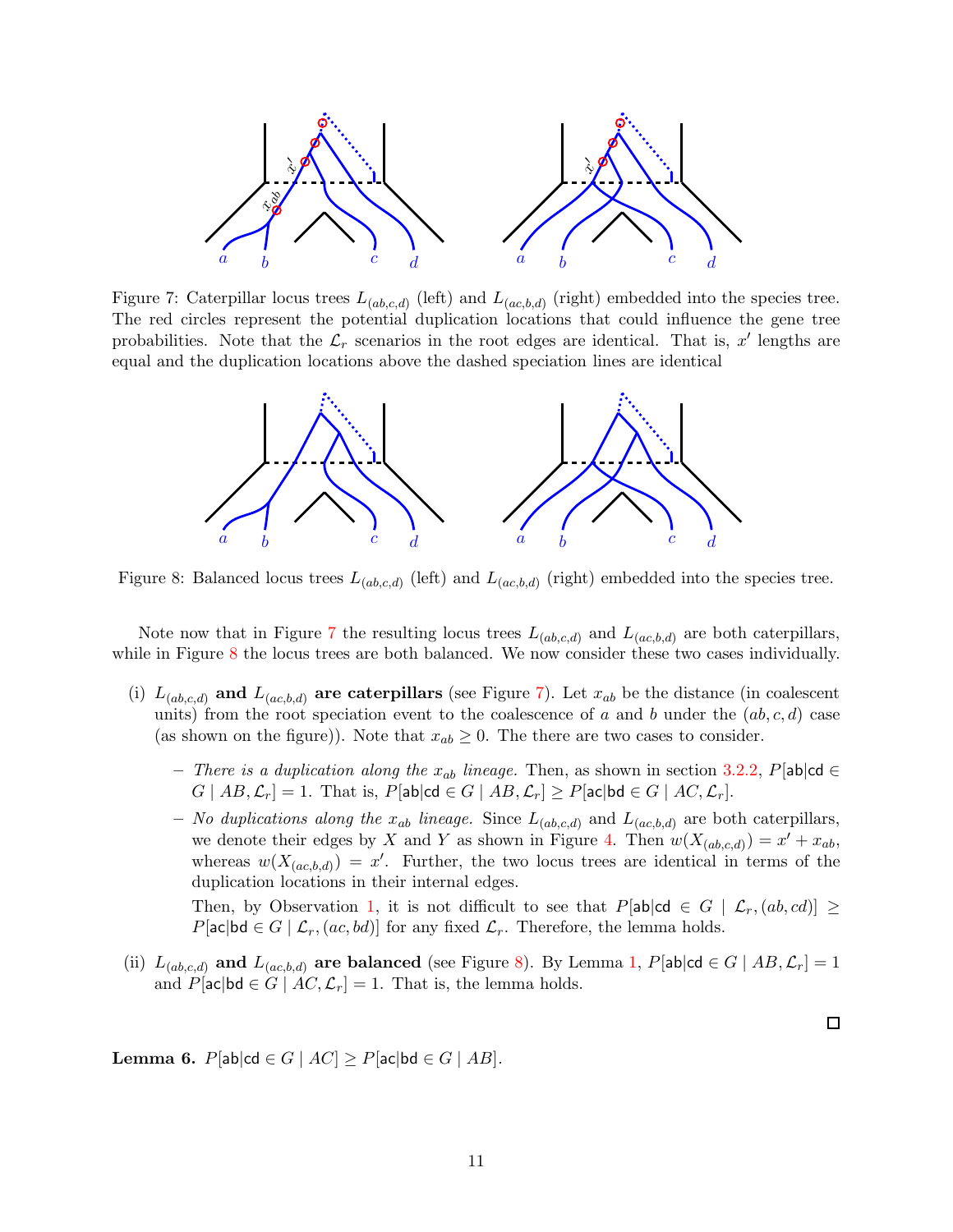Figure 7: Caterpillar locus trees $L_{(ab,c,d)}$ (left) and $L_{(ac,b,d)}$ (right) embedded into the species tree. The red circles represent the potential duplication locations that could influence the gene tree probabilities. Note that the $\mathcal{L}_r$ scenarios in the root edges are identical. That is, $x'$ lengths are equal and the duplication locations above the dashed speciation lines are identical

Figure 8: Balanced locus trees $L_{(ab,c,d)}$ (left) and $L_{(ac,b,d)}$ (right) embedded into the species tree.

Note now that in Figure 7 the resulting locus trees $L_{(ab,c,d)}$ and $L_{(ac,b,d)}$ are both caterpillars, while in Figure 8 the locus trees are both balanced. We now consider these two cases individually.

(i) **$L_{(ab,c,d)}$ and $L_{(ac,b,d)}$ are caterpillars** (see Figure 7). Let $x_{ab}$ be the distance (in coalescent units) from the root speciation event to the coalescence of $a$ and $b$ under the $(ab, c, d)$ case (as shown on the figure)). Note that $x_{ab} \geq 0$. The there are two cases to consider.

   – *There is a duplication along the $x_{ab}$ lineage.* Then, as shown in section 3.2.2, $P[\mathsf{ab|cd} \in G \mid AB, \mathcal{L}_r] = 1$. That is, $P[\mathsf{ab|cd} \in G \mid AB, \mathcal{L}_r] \geq P[\mathsf{ac|bd} \in G \mid AC, \mathcal{L}_r]$.

   – *No duplications along the $x_{ab}$ lineage.* Since $L_{(ab,c,d)}$ and $L_{(ac,b,d)}$ are both caterpillars, we denote their edges by $X$ and $Y$ as shown in Figure 4. Then $w(X_{(ab,c,d)}) = x' + x_{ab}$, whereas $w(X_{(ac,b,d)}) = x'$. Further, the two locus trees are identical in terms of the duplication locations in their internal edges.

     Then, by Observation 1, it is not difficult to see that $P[\mathsf{ab|cd} \in G \mid \mathcal{L}_r, (ab, cd)] \geq P[\mathsf{ac|bd} \in G \mid \mathcal{L}_r, (ac, bd)]$ for any fixed $\mathcal{L}_r$. Therefore, the lemma holds.

(ii) **$L_{(ab,c,d)}$ and $L_{(ac,b,d)}$ are balanced** (see Figure 8). By Lemma 1, $P[\mathsf{ab|cd} \in G \mid AB, \mathcal{L}_r] = 1$ and $P[\mathsf{ac|bd} \in G \mid AC, \mathcal{L}_r] = 1$. That is, the lemma holds.

□

**Lemma 6.** $P[\mathsf{ab|cd} \in G \mid AC] \geq P[\mathsf{ac|bd} \in G \mid AB]$.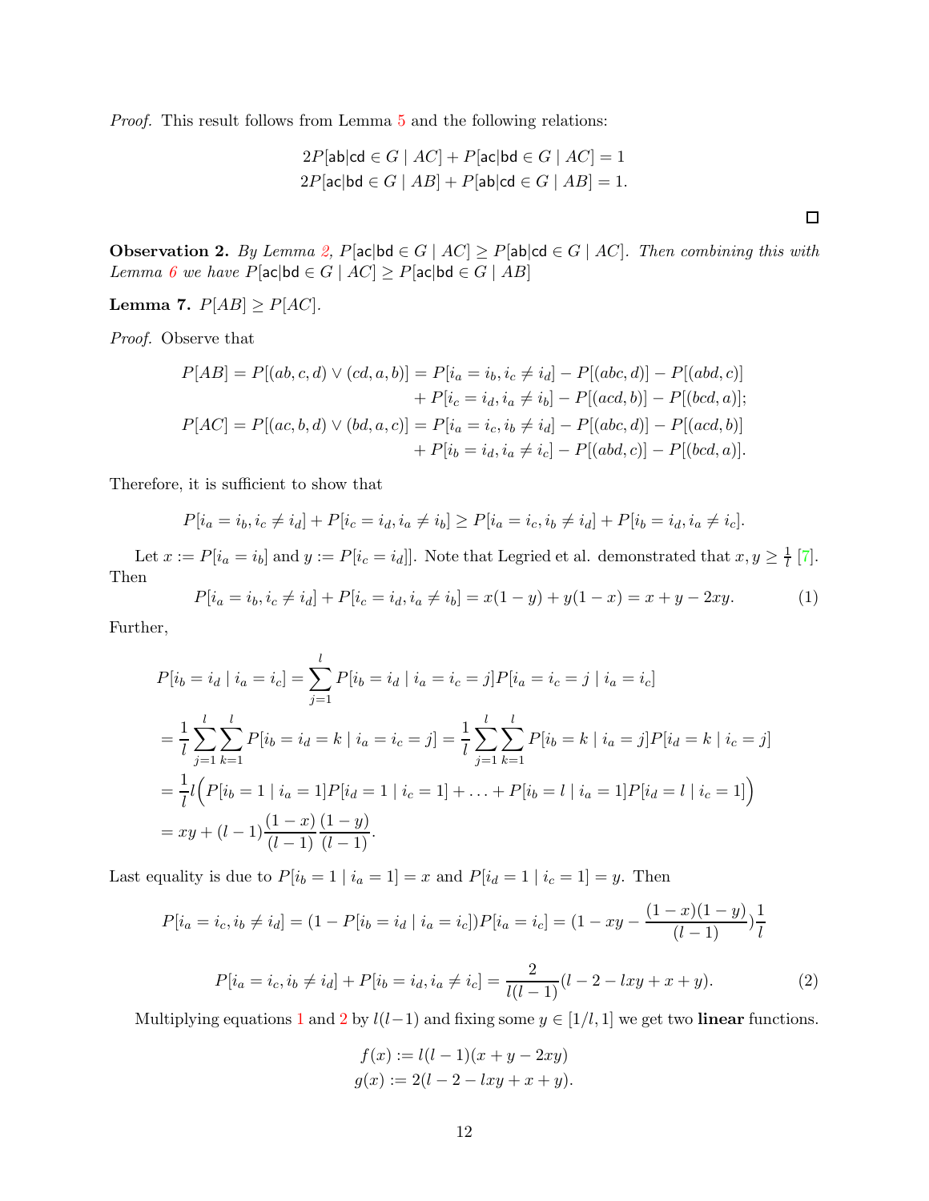*Proof.* This result follows from Lemma 5 and the following relations:

$$2P[\mathsf{ab|cd} \in G \mid AC] + P[\mathsf{ac|bd} \in G \mid AC] = 1$$
$$2P[\mathsf{ac|bd} \in G \mid AB] + P[\mathsf{ab|cd} \in G \mid AB] = 1.$$

□

**Observation 2.** *By Lemma 2, $P[\mathsf{ac|bd} \in G \mid AC] \geq P[\mathsf{ab|cd} \in G \mid AC]$. Then combining this with Lemma 6 we have $P[\mathsf{ac|bd} \in G \mid AC] \geq P[\mathsf{ac|bd} \in G \mid AB]$*

**Lemma 7.** $P[AB] \geq P[AC]$.

*Proof.* Observe that

$$\begin{aligned} P[AB] = P[(ab,c,d) \vee (cd,a,b)] &= P[i_a = i_b, i_c \neq i_d] - P[(abc,d)] - P[(abd,c)] \\ &\quad + P[i_c = i_d, i_a \neq i_b] - P[(acd,b)] - P[(bcd,a)]; \\ P[AC] = P[(ac,b,d) \vee (bd,a,c)] &= P[i_a = i_c, i_b \neq i_d] - P[(abc,d)] - P[(acd,b)] \\ &\quad + P[i_b = i_d, i_a \neq i_c] - P[(abd,c)] - P[(bcd,a)]. \end{aligned}$$

Therefore, it is sufficient to show that

$$P[i_a = i_b, i_c \neq i_d] + P[i_c = i_d, i_a \neq i_b] \geq P[i_a = i_c, i_b \neq i_d] + P[i_b = i_d, i_a \neq i_c].$$

Let $x := P[i_a = i_b]$ and $y := P[i_c = i_d]]$. Note that Legried et al. demonstrated that $x, y \geq \frac{1}{l}$ [7]. Then

$$P[i_a = i_b, i_c \neq i_d] + P[i_c = i_d, i_a \neq i_b] = x(1-y) + y(1-x) = x + y - 2xy. \tag{1}$$

Further,

$$\begin{aligned} P[i_b = i_d \mid i_a = i_c] &= \sum_{j=1}^{l} P[i_b = i_d \mid i_a = i_c = j] P[i_a = i_c = j \mid i_a = i_c] \\ &= \frac{1}{l}\sum_{j=1}^{l}\sum_{k=1}^{l} P[i_b = i_d = k \mid i_a = i_c = j] = \frac{1}{l}\sum_{j=1}^{l}\sum_{k=1}^{l} P[i_b = k \mid i_a = j] P[i_d = k \mid i_c = j] \\ &= \frac{1}{l} l \Big( P[i_b = 1 \mid i_a = 1] P[i_d = 1 \mid i_c = 1] + \ldots + P[i_b = l \mid i_a = 1] P[i_d = l \mid i_c = 1] \Big) \\ &= xy + (l-1)\frac{(1-x)}{(l-1)}\frac{(1-y)}{(l-1)}. \end{aligned}$$

Last equality is due to $P[i_b = 1 \mid i_a = 1] = x$ and $P[i_d = 1 \mid i_c = 1] = y$. Then

$$P[i_a = i_c, i_b \neq i_d] = (1 - P[i_b = i_d \mid i_a = i_c]) P[i_a = i_c] = (1 - xy - \frac{(1-x)(1-y)}{(l-1)})\frac{1}{l}$$

$$P[i_a = i_c, i_b \neq i_d] + P[i_b = i_d, i_a \neq i_c] = \frac{2}{l(l-1)}(l - 2 - lxy + x + y). \tag{2}$$

Multiplying equations 1 and 2 by $l(l-1)$ and fixing some $y \in [1/l, 1]$ we get two **linear** functions.

$$f(x) := l(l-1)(x + y - 2xy)$$
$$g(x) := 2(l - 2 - lxy + x + y).$$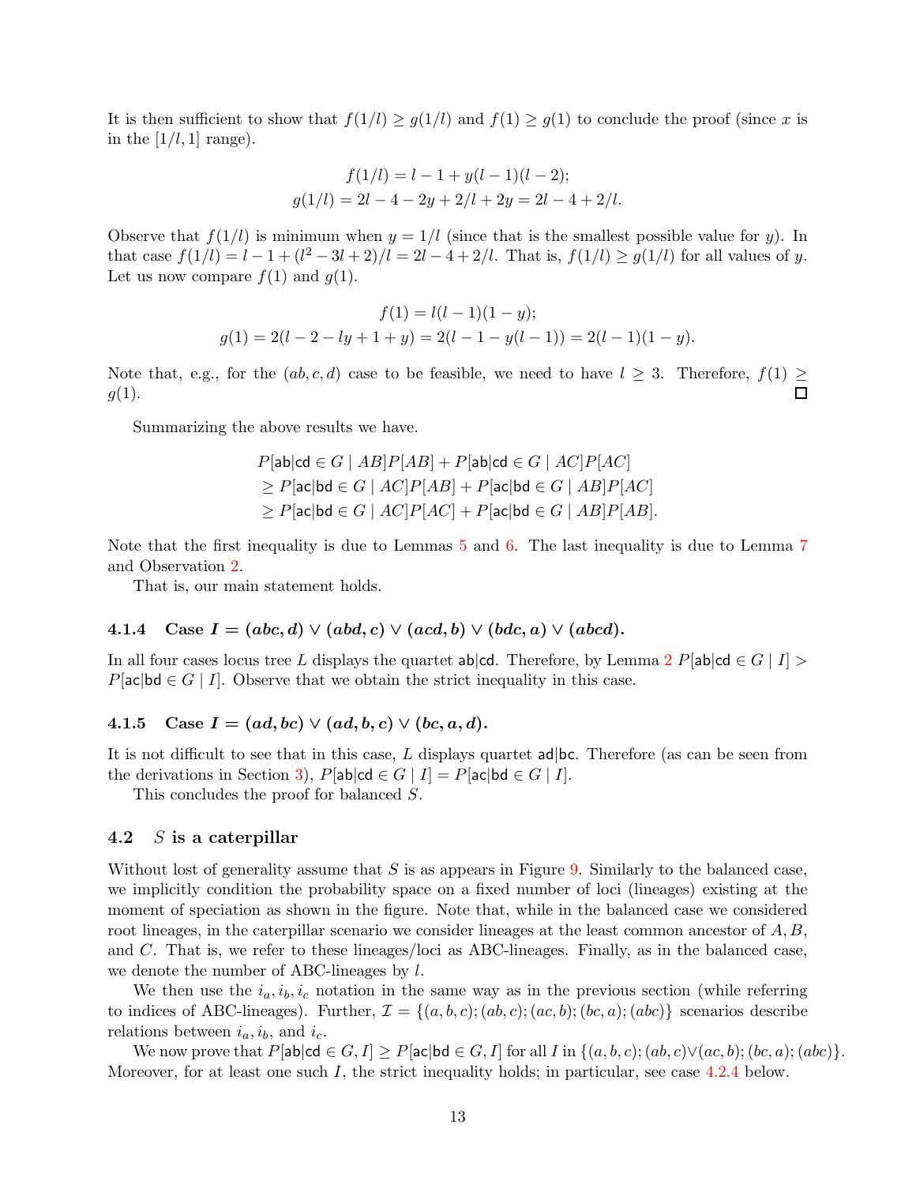It is then sufficient to show that $f(1/l) \geq g(1/l)$ and $f(1) \geq g(1)$ to conclude the proof (since $x$ is in the $[1/l, 1]$ range).

$$f(1/l) = l - 1 + y(l-1)(l-2);$$
$$g(1/l) = 2l - 4 - 2y + 2/l + 2y = 2l - 4 + 2/l.$$

Observe that $f(1/l)$ is minimum when $y = 1/l$ (since that is the smallest possible value for $y$). In that case $f(1/l) = l - 1 + (l^2 - 3l + 2)/l = 2l - 4 + 2/l$. That is, $f(1/l) \geq g(1/l)$ for all values of $y$. Let us now compare $f(1)$ and $g(1)$.

$$f(1) = l(l-1)(1-y);$$
$$g(1) = 2(l - 2 - ly + 1 + y) = 2(l - 1 - y(l-1)) = 2(l-1)(1-y).$$

Note that, e.g., for the $(ab, c, d)$ case to be feasible, we need to have $l \geq 3$. Therefore, $f(1) \geq g(1)$. □

Summarizing the above results we have.

$$\begin{aligned}
&P[\mathsf{ab|cd} \in G \mid AB]P[AB] + P[\mathsf{ab|cd} \in G \mid AC]P[AC] \\
&\geq P[\mathsf{ac|bd} \in G \mid AC]P[AB] + P[\mathsf{ac|bd} \in G \mid AB]P[AC] \\
&\geq P[\mathsf{ac|bd} \in G \mid AC]P[AC] + P[\mathsf{ac|bd} \in G \mid AB]P[AB].
\end{aligned}$$

Note that the first inequality is due to Lemmas 5 and 6. The last inequality is due to Lemma 7 and Observation 2.

That is, our main statement holds.

#### 4.1.4 Case $I = (abc, d) \vee (abd, c) \vee (acd, b) \vee (bdc, a) \vee (abcd)$.

In all four cases locus tree $L$ displays the quartet ab|cd. Therefore, by Lemma 2 $P[\mathsf{ab|cd} \in G \mid I] > P[\mathsf{ac|bd} \in G \mid I]$. Observe that we obtain the strict inequality in this case.

#### 4.1.5 Case $I = (ad, bc) \vee (ad, b, c) \vee (bc, a, d)$.

It is not difficult to see that in this case, $L$ displays quartet ad|bc. Therefore (as can be seen from the derivations in Section 3), $P[\mathsf{ab|cd} \in G \mid I] = P[\mathsf{ac|bd} \in G \mid I]$.

This concludes the proof for balanced $S$.

### 4.2 $S$ is a caterpillar

Without lost of generality assume that $S$ is as appears in Figure 9. Similarly to the balanced case, we implicitly condition the probability space on a fixed number of loci (lineages) existing at the moment of speciation as shown in the figure. Note that, while in the balanced case we considered root lineages, in the caterpillar scenario we consider lineages at the least common ancestor of $A$, $B$, and $C$. That is, we refer to these lineages/loci as ABC-lineages. Finally, as in the balanced case, we denote the number of ABC-lineages by $l$.

We then use the $i_a, i_b, i_c$ notation in the same way as in the previous section (while referring to indices of ABC-lineages). Further, $\mathcal{I} = \{(a, b, c); (ab, c); (ac, b); (bc, a); (abc)\}$ scenarios describe relations between $i_a$, $i_b$, and $i_c$.

We now prove that $P[\mathsf{ab|cd} \in G, I] \geq P[\mathsf{ac|bd} \in G, I]$ for all $I$ in $\{(a, b, c); (ab, c) \vee (ac, b); (bc, a); (abc)\}$. Moreover, for at least one such $I$, the strict inequality holds; in particular, see case 4.2.4 below.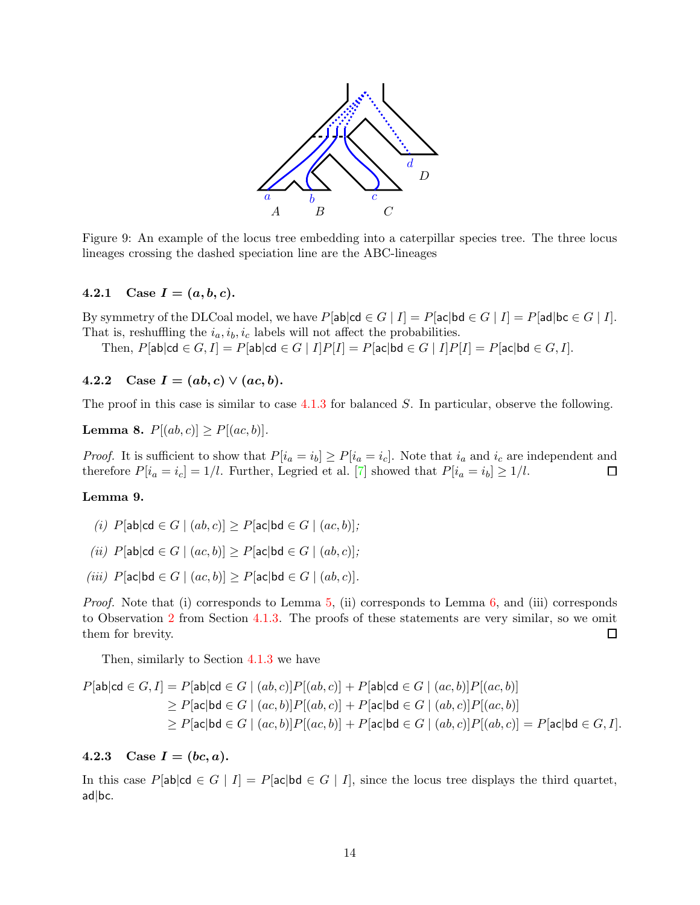Figure 9: An example of the locus tree embedding into a caterpillar species tree. The three locus lineages crossing the dashed speciation line are the ABC-lineages

#### 4.2.1 Case $I = (a, b, c)$.

By symmetry of the DLCoal model, we have $P[\mathsf{ab|cd} \in G \mid I] = P[\mathsf{ac|bd} \in G \mid I] = P[\mathsf{ad|bc} \in G \mid I]$. That is, reshuffling the $i_a, i_b, i_c$ labels will not affect the probabilities.

Then, $P[\mathsf{ab|cd} \in G, I] = P[\mathsf{ab|cd} \in G \mid I]P[I] = P[\mathsf{ac|bd} \in G \mid I]P[I] = P[\mathsf{ac|bd} \in G, I]$.

#### 4.2.2 Case $I = (ab, c) \vee (ac, b)$.

The proof in this case is similar to case 4.1.3 for balanced $S$. In particular, observe the following.

**Lemma 8.** $P[(ab, c)] \geq P[(ac, b)]$.

*Proof.* It is sufficient to show that $P[i_a = i_b] \geq P[i_a = i_c]$. Note that $i_a$ and $i_c$ are independent and therefore $P[i_a = i_c] = 1/l$. Further, Legried et al. [7] showed that $P[i_a = i_b] \geq 1/l$. □

**Lemma 9.**

*(i)* $P[\mathsf{ab|cd} \in G \mid (ab, c)] \geq P[\mathsf{ac|bd} \in G \mid (ac, b)]$;

*(ii)* $P[\mathsf{ab|cd} \in G \mid (ac, b)] \geq P[\mathsf{ac|bd} \in G \mid (ab, c)]$;

*(iii)* $P[\mathsf{ac|bd} \in G \mid (ac, b)] \geq P[\mathsf{ac|bd} \in G \mid (ab, c)]$.

*Proof.* Note that (i) corresponds to Lemma 5, (ii) corresponds to Lemma 6, and (iii) corresponds to Observation 2 from Section 4.1.3. The proofs of these statements are very similar, so we omit them for brevity. □

Then, similarly to Section 4.1.3 we have

$$
\begin{aligned}
P[\mathsf{ab|cd} \in G, I] &= P[\mathsf{ab|cd} \in G \mid (ab, c)]P[(ab, c)] + P[\mathsf{ab|cd} \in G \mid (ac, b)]P[(ac, b)] \\
&\geq P[\mathsf{ac|bd} \in G \mid (ac, b)]P[(ab, c)] + P[\mathsf{ac|bd} \in G \mid (ab, c)]P[(ac, b)] \\
&\geq P[\mathsf{ac|bd} \in G \mid (ac, b)]P[(ac, b)] + P[\mathsf{ac|bd} \in G \mid (ab, c)]P[(ab, c)] = P[\mathsf{ac|bd} \in G, I].
\end{aligned}
$$

#### 4.2.3 Case $I = (bc, a)$.

In this case $P[\mathsf{ab|cd} \in G \mid I] = P[\mathsf{ac|bd} \in G \mid I]$, since the locus tree displays the third quartet, $\mathsf{ad|bc}$.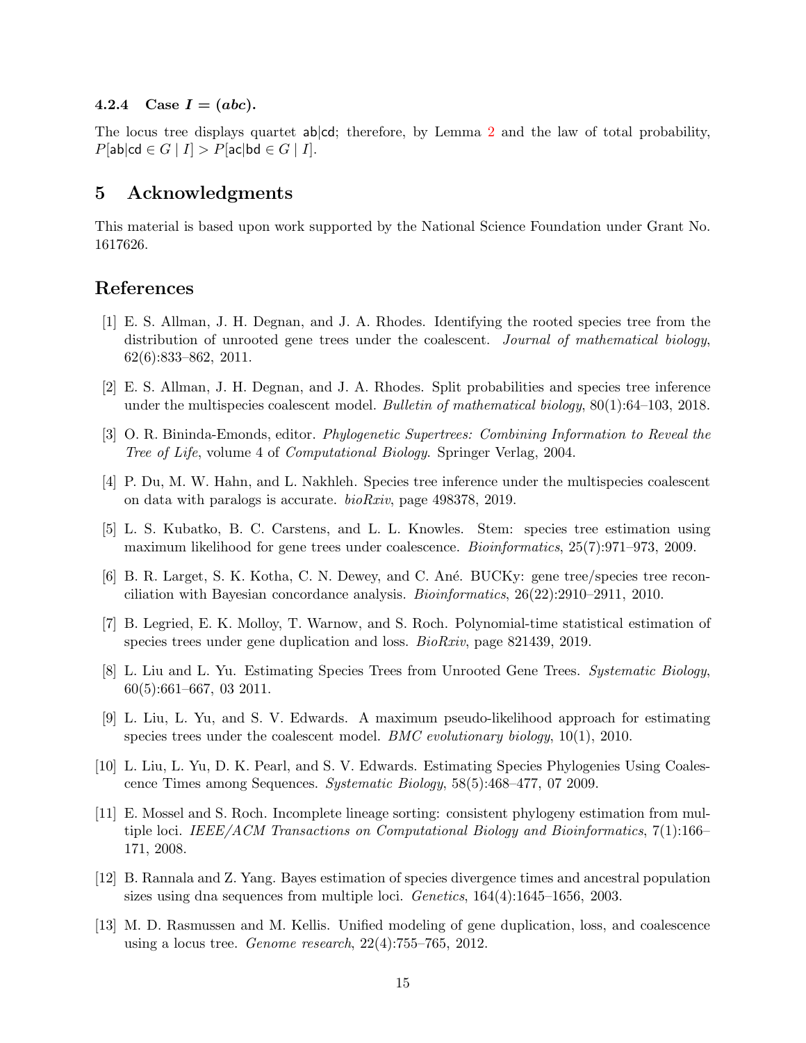#### 4.2.4 Case $I = (abc)$.

The locus tree displays quartet $\mathsf{ab|cd}$; therefore, by Lemma 2 and the law of total probability, $P[\mathsf{ab|cd} \in G \mid I] > P[\mathsf{ac|bd} \in G \mid I]$.

## 5 Acknowledgments

This material is based upon work supported by the National Science Foundation under Grant No. 1617626.

## References

[1] E. S. Allman, J. H. Degnan, and J. A. Rhodes. Identifying the rooted species tree from the distribution of unrooted gene trees under the coalescent. *Journal of mathematical biology*, 62(6):833–862, 2011.

[2] E. S. Allman, J. H. Degnan, and J. A. Rhodes. Split probabilities and species tree inference under the multispecies coalescent model. *Bulletin of mathematical biology*, 80(1):64–103, 2018.

[3] O. R. Bininda-Emonds, editor. *Phylogenetic Supertrees: Combining Information to Reveal the Tree of Life*, volume 4 of *Computational Biology*. Springer Verlag, 2004.

[4] P. Du, M. W. Hahn, and L. Nakhleh. Species tree inference under the multispecies coalescent on data with paralogs is accurate. *bioRxiv*, page 498378, 2019.

[5] L. S. Kubatko, B. C. Carstens, and L. L. Knowles. Stem: species tree estimation using maximum likelihood for gene trees under coalescence. *Bioinformatics*, 25(7):971–973, 2009.

[6] B. R. Larget, S. K. Kotha, C. N. Dewey, and C. Ané. BUCKy: gene tree/species tree reconciliation with Bayesian concordance analysis. *Bioinformatics*, 26(22):2910–2911, 2010.

[7] B. Legried, E. K. Molloy, T. Warnow, and S. Roch. Polynomial-time statistical estimation of species trees under gene duplication and loss. *BioRxiv*, page 821439, 2019.

[8] L. Liu and L. Yu. Estimating Species Trees from Unrooted Gene Trees. *Systematic Biology*, 60(5):661–667, 03 2011.

[9] L. Liu, L. Yu, and S. V. Edwards. A maximum pseudo-likelihood approach for estimating species trees under the coalescent model. *BMC evolutionary biology*, 10(1), 2010.

[10] L. Liu, L. Yu, D. K. Pearl, and S. V. Edwards. Estimating Species Phylogenies Using Coalescence Times among Sequences. *Systematic Biology*, 58(5):468–477, 07 2009.

[11] E. Mossel and S. Roch. Incomplete lineage sorting: consistent phylogeny estimation from multiple loci. *IEEE/ACM Transactions on Computational Biology and Bioinformatics*, 7(1):166–171, 2008.

[12] B. Rannala and Z. Yang. Bayes estimation of species divergence times and ancestral population sizes using dna sequences from multiple loci. *Genetics*, 164(4):1645–1656, 2003.

[13] M. D. Rasmussen and M. Kellis. Unified modeling of gene duplication, loss, and coalescence using a locus tree. *Genome research*, 22(4):755–765, 2012.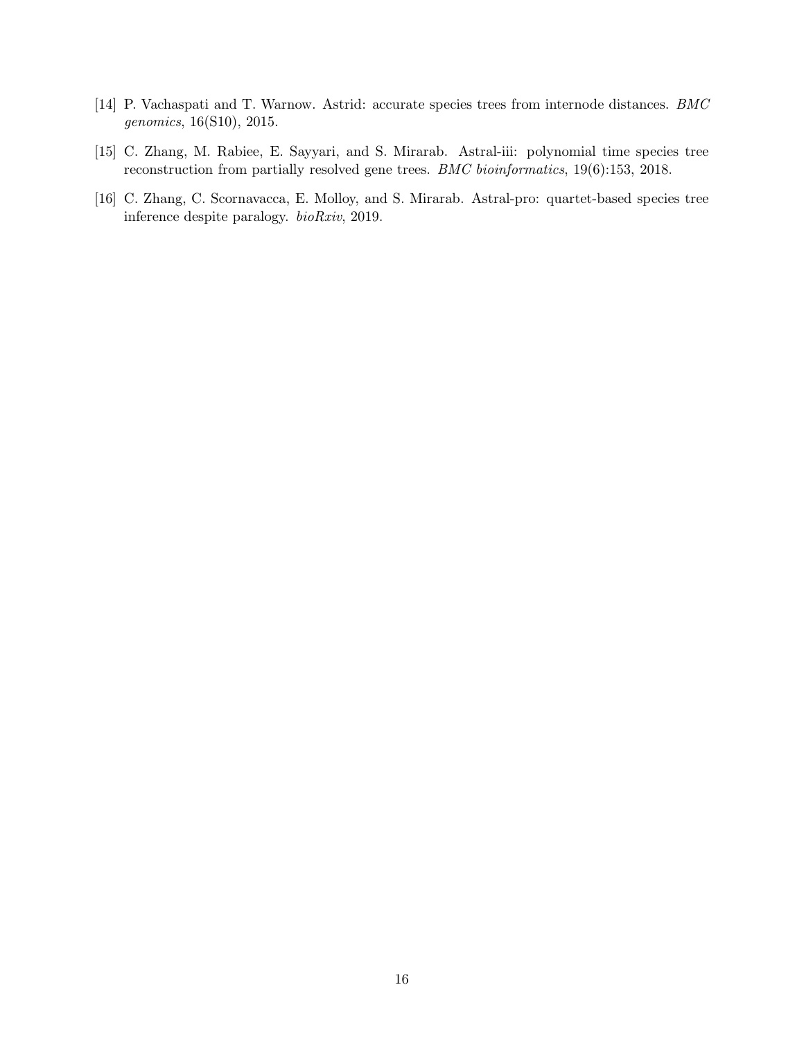[14] P. Vachaspati and T. Warnow. Astrid: accurate species trees from internode distances. *BMC genomics*, 16(S10), 2015.

[15] C. Zhang, M. Rabiee, E. Sayyari, and S. Mirarab. Astral-iii: polynomial time species tree reconstruction from partially resolved gene trees. *BMC bioinformatics*, 19(6):153, 2018.

[16] C. Zhang, C. Scornavacca, E. Molloy, and S. Mirarab. Astral-pro: quartet-based species tree inference despite paralogy. *bioRxiv*, 2019.